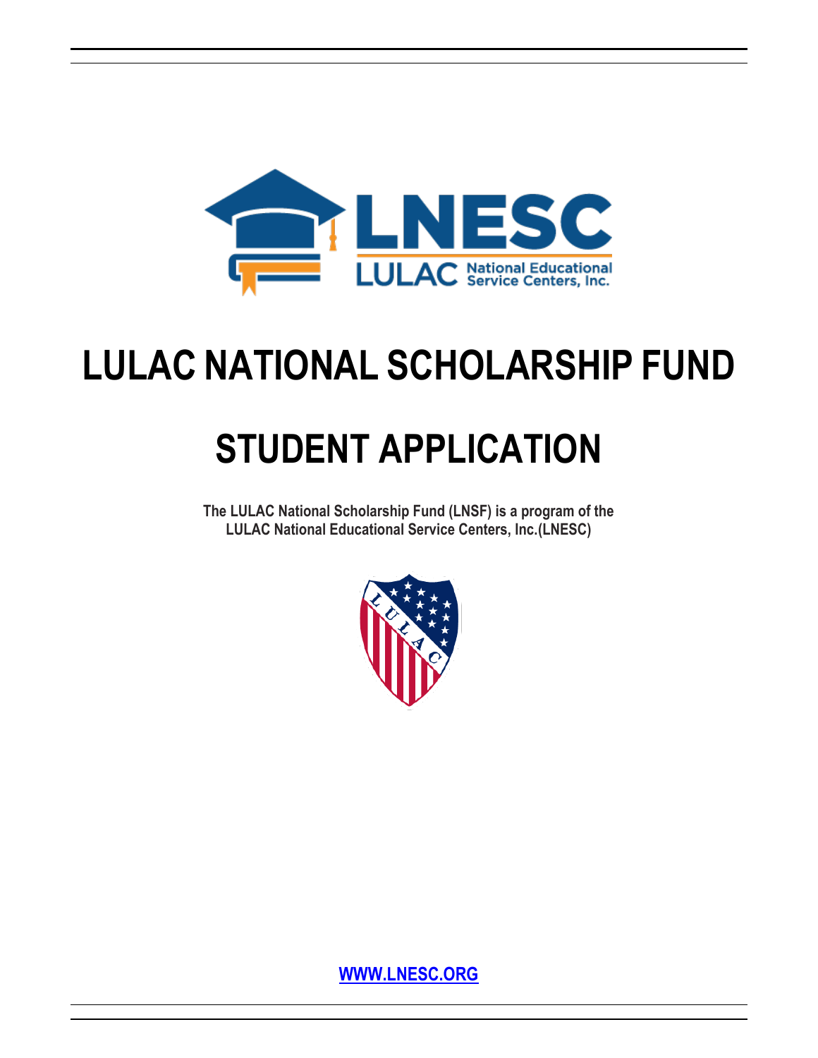LNESC

LULAC National Educational Service Centers, Inc.

# LULAC NATIONAL SCHOLARSHIP FUND

# STUDENT APPLICATION

**The LULAC National Scholarship Fund (LNSF) is a program of the LULAC National Educational Service Centers, Inc.(LNESC)**

LULAC

**WWW.LNESC.ORG**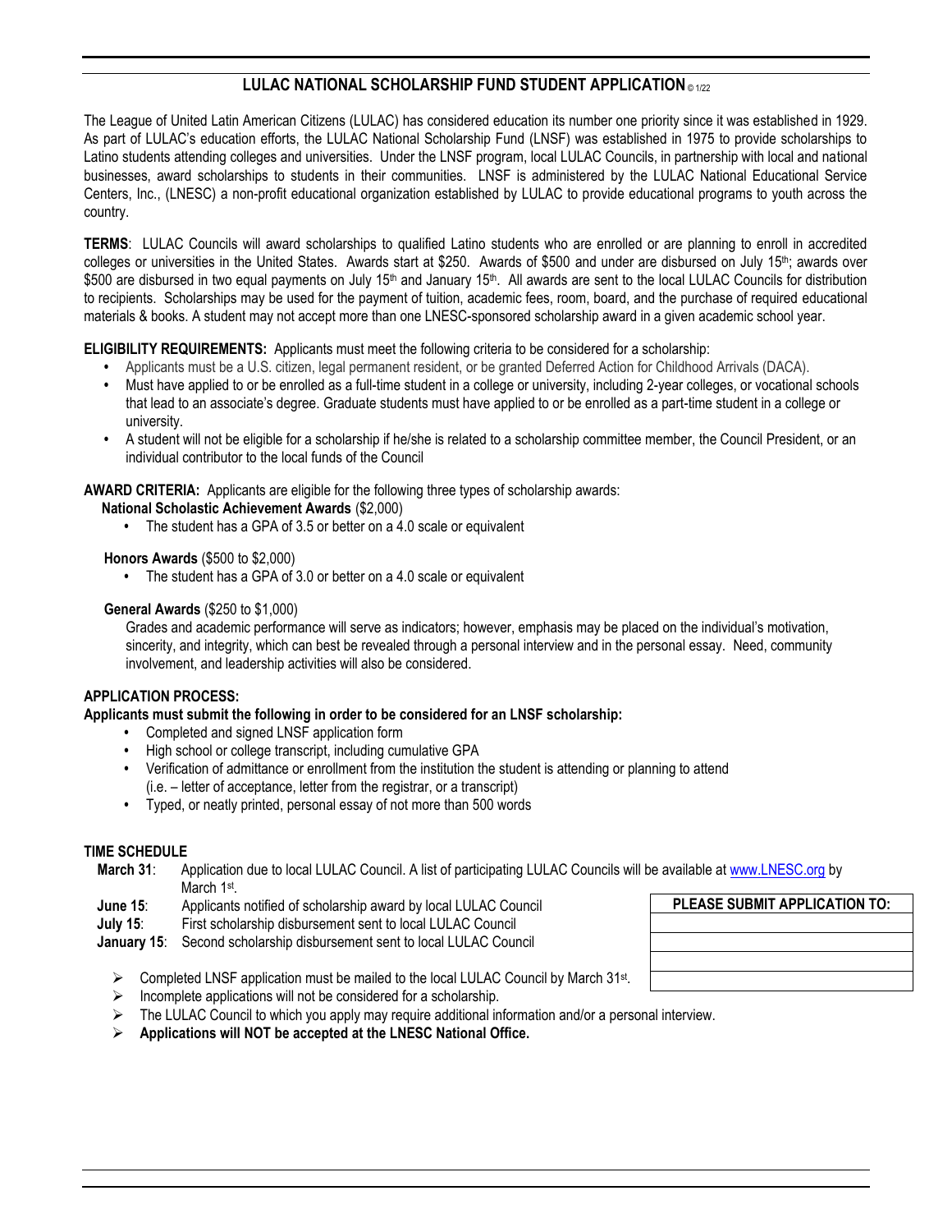## LULAC NATIONAL SCHOLARSHIP FUND STUDENT APPLICATION © 1/22

The League of United Latin American Citizens (LULAC) has considered education its number one priority since it was established in 1929. As part of LULAC's education efforts, the LULAC National Scholarship Fund (LNSF) was established in 1975 to provide scholarships to Latino students attending colleges and universities. Under the LNSF program, local LULAC Councils, in partnership with local and national businesses, award scholarships to students in their communities. LNSF is administered by the LULAC National Educational Service Centers, Inc., (LNESC) a non-profit educational organization established by LULAC to provide educational programs to youth across the country.

**TERMS**: LULAC Councils will award scholarships to qualified Latino students who are enrolled or are planning to enroll in accredited colleges or universities in the United States. Awards start at $250. Awards of $500 and under are disbursed on July 15th; awards over $500 are disbursed in two equal payments on July 15th and January 15th. All awards are sent to the local LULAC Councils for distribution to recipients. Scholarships may be used for the payment of tuition, academic fees, room, board, and the purchase of required educational materials & books. A student may not accept more than one LNESC-sponsored scholarship award in a given academic school year.

**ELIGIBILITY REQUIREMENTS:** Applicants must meet the following criteria to be considered for a scholarship:

- Applicants must be a U.S. citizen, legal permanent resident, or be granted Deferred Action for Childhood Arrivals (DACA).
- Must have applied to or be enrolled as a full-time student in a college or university, including 2-year colleges, or vocational schools that lead to an associate's degree. Graduate students must have applied to or be enrolled as a part-time student in a college or university.
- A student will not be eligible for a scholarship if he/she is related to a scholarship committee member, the Council President, or an individual contributor to the local funds of the Council

**AWARD CRITERIA:** Applicants are eligible for the following three types of scholarship awards:

**National Scholastic Achievement Awards** ($2,000)

- The student has a GPA of 3.5 or better on a 4.0 scale or equivalent

**Honors Awards** ($500 to $2,000)

- The student has a GPA of 3.0 or better on a 4.0 scale or equivalent

**General Awards** ($250 to $1,000)

Grades and academic performance will serve as indicators; however, emphasis may be placed on the individual's motivation, sincerity, and integrity, which can best be revealed through a personal interview and in the personal essay. Need, community involvement, and leadership activities will also be considered.

**APPLICATION PROCESS:**

**Applicants must submit the following in order to be considered for an LNSF scholarship:**

- Completed and signed LNSF application form
- High school or college transcript, including cumulative GPA
- Verification of admittance or enrollment from the institution the student is attending or planning to attend (i.e. – letter of acceptance, letter from the registrar, or a transcript)
- Typed, or neatly printed, personal essay of not more than 500 words

**TIME SCHEDULE**

**March 31**: Application due to local LULAC Council. A list of participating LULAC Councils will be available at www.LNESC.org by March 1st.

**June 15**: Applicants notified of scholarship award by local LULAC Council

**July 15**: First scholarship disbursement sent to local LULAC Council

**January 15**: Second scholarship disbursement sent to local LULAC Council

| PLEASE SUBMIT APPLICATION TO: |
|---|
| |
| |
| |

- Completed LNSF application must be mailed to the local LULAC Council by March 31st.
- Incomplete applications will not be considered for a scholarship.
- The LULAC Council to which you apply may require additional information and/or a personal interview.
- **Applications will NOT be accepted at the LNESC National Office.**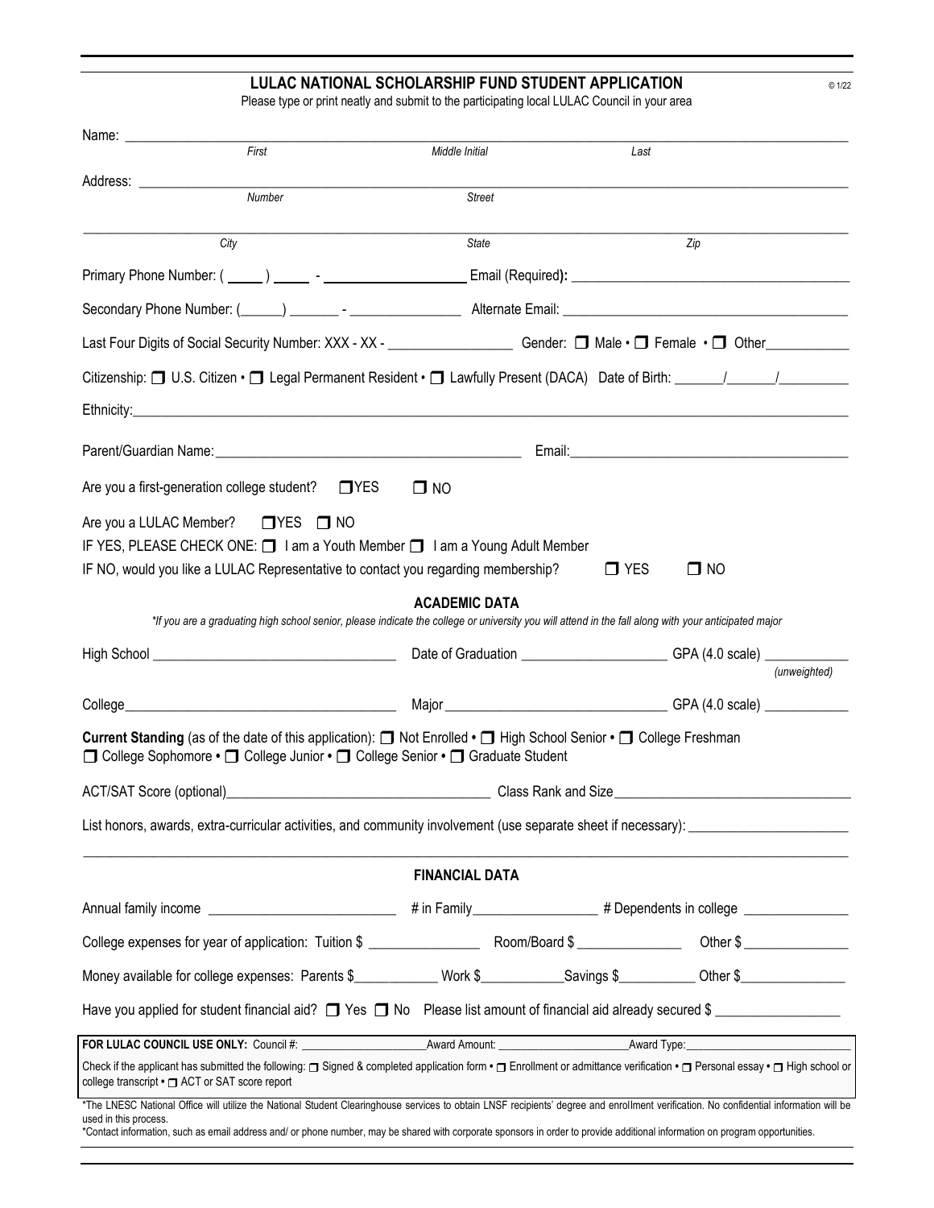# LULAC NATIONAL SCHOLARSHIP FUND STUDENT APPLICATION

© 1/22

Please type or print neatly and submit to the participating local LULAC Council in your area

Name: ______________________________________________________________________
*First* *Middle Initial* *Last*

Address: ____________________________________________________________________
*Number* *Street*

____________________________________________________________________________
*City* *State* *Zip*

Primary Phone Number: ( _____ ) _____ - __________________ Email (Required): ______________________________

Secondary Phone Number: (______) _______ - _______________ Alternate Email: ______________________________

Last Four Digits of Social Security Number: XXX - XX - _________________ Gender: ☐ Male • ☐ Female • ☐ Other___________

Citizenship: ☐ U.S. Citizen • ☐ Legal Permanent Resident • ☐ Lawfully Present (DACA) Date of Birth: ______/______/_________

Ethnicity:___________________________________________________________________

Parent/Guardian Name:_________________________________________ Email:_______________________________________

Are you a first-generation college student? ☐ YES ☐ NO

Are you a LULAC Member? ☐ YES ☐ NO

IF YES, PLEASE CHECK ONE: ☐ I am a Youth Member ☐ I am a Young Adult Member

IF NO, would you like a LULAC Representative to contact you regarding membership? ☐ YES ☐ NO

## ACADEMIC DATA

*\*If you are a graduating high school senior, please indicate the college or university you will attend in the fall along with your anticipated major*

High School __________________________________ Date of Graduation ___________________ GPA (4.0 scale) ___________ *(unweighted)*

College_____________________________________ Major ______________________________ GPA (4.0 scale) ___________

**Current Standing** (as of the date of this application): ☐ Not Enrolled • ☐ High School Senior • ☐ College Freshman ☐ College Sophomore • ☐ College Junior • ☐ College Senior • ☐ Graduate Student

ACT/SAT Score (optional)____________________________________ Class Rank and Size________________________________

List honors, awards, extra-curricular activities, and community involvement (use separate sheet if necessary): ______________________

____________________________________________________________________________

## FINANCIAL DATA

Annual family income _________________________ # in Family________________ # Dependents in college ______________

College expenses for year of application: Tuition $ _______________ Room/Board $ ______________ Other $ _______________

Money available for college expenses: Parents $___________ Work $___________Savings $__________ Other $______________

Have you applied for student financial aid? ☐ Yes ☐ No Please list amount of financial aid already secured $ _________________

**FOR LULAC COUNCIL USE ONLY:** Council #: _____________________Award Amount: _____________________Award Type:____________________________

Check if the applicant has submitted the following: ☐ Signed & completed application form • ☐ Enrollment or admittance verification • ☐ Personal essay • ☐ High school or college transcript • ☐ ACT or SAT score report

\*The LNESC National Office will utilize the National Student Clearinghouse services to obtain LNSF recipients' degree and enrollment verification. No confidential information will be used in this process.

\*Contact information, such as email address and/ or phone number, may be shared with corporate sponsors in order to provide additional information on program opportunities.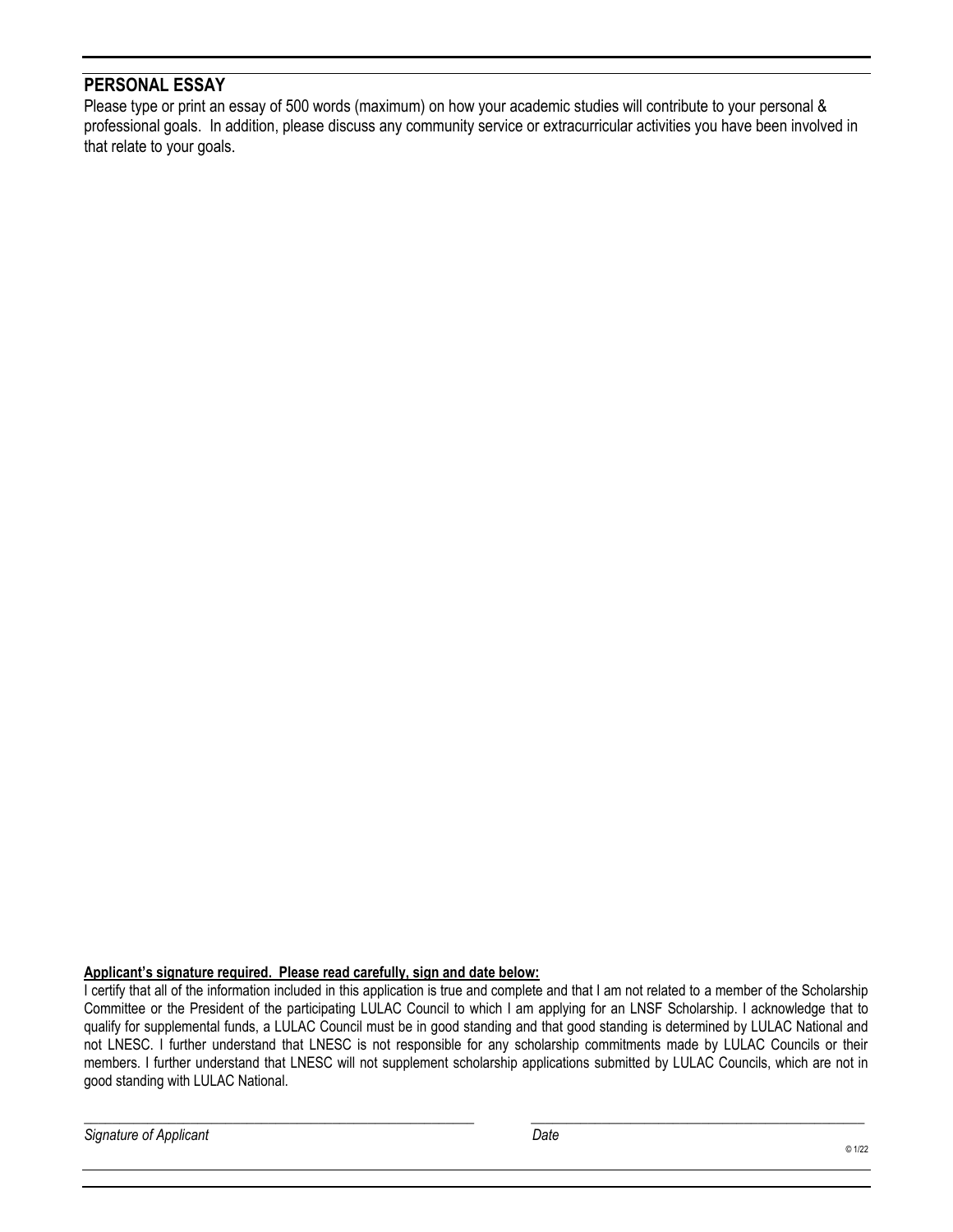## PERSONAL ESSAY

Please type or print an essay of 500 words (maximum) on how your academic studies will contribute to your personal & professional goals. In addition, please discuss any community service or extracurricular activities you have been involved in that relate to your goals.

**Applicant's signature required. Please read carefully, sign and date below:**

I certify that all of the information included in this application is true and complete and that I am not related to a member of the Scholarship Committee or the President of the participating LULAC Council to which I am applying for an LNSF Scholarship. I acknowledge that to qualify for supplemental funds, a LULAC Council must be in good standing and that good standing is determined by LULAC National and not LNESC. I further understand that LNESC is not responsible for any scholarship commitments made by LULAC Councils or their members. I further understand that LNESC will not supplement scholarship applications submitted by LULAC Councils, which are not in good standing with LULAC National.

\_\_\_\_\_\_\_\_\_\_\_\_\_\_\_\_\_\_\_\_\_\_\_\_\_\_\_\_\_\_\_\_\_\_\_\_\_\_\_\_ \_\_\_\_\_\_\_\_\_\_\_\_\_\_\_\_\_\_\_\_\_\_\_\_\_\_\_\_\_\_\_\_\_\_\_\_

*Signature of Applicant* *Date*

© 1/22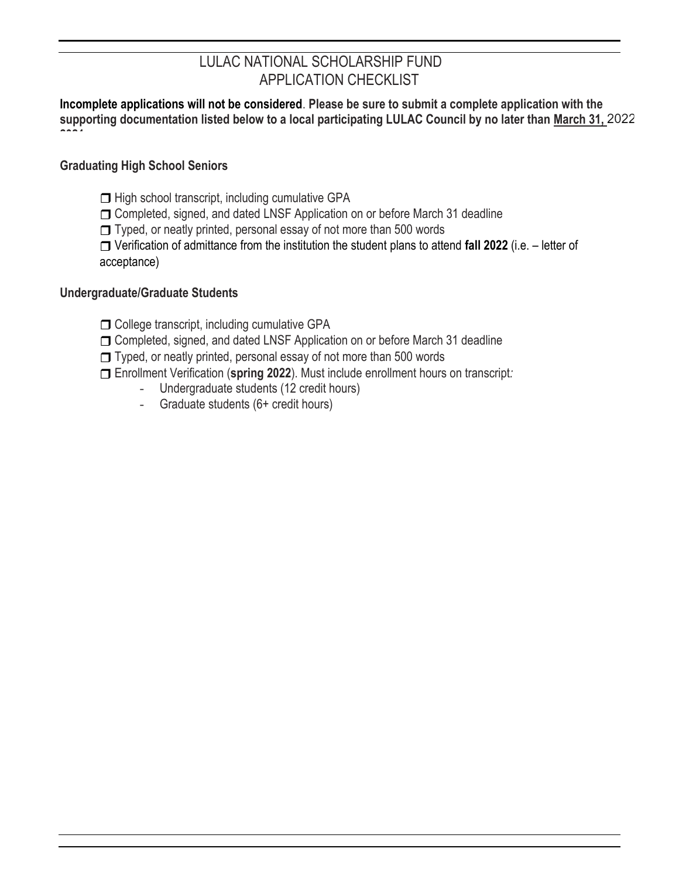# LULAC NATIONAL SCHOLARSHIP FUND
## APPLICATION CHECKLIST

**Incomplete applications will not be considered**. **Please be sure to submit a complete application with the supporting documentation listed below to a local participating LULAC Council by no later than** **March 31,** 2022

**Graduating High School Seniors**

- ❒ High school transcript, including cumulative GPA
- ❒ Completed, signed, and dated LNSF Application on or before March 31 deadline
- ❒ Typed, or neatly printed, personal essay of not more than 500 words
- ❒ Verification of admittance from the institution the student plans to attend **fall 2022** (i.e. – letter of acceptance)

**Undergraduate/Graduate Students**

- ❒ College transcript, including cumulative GPA
- ❒ Completed, signed, and dated LNSF Application on or before March 31 deadline
- ❒ Typed, or neatly printed, personal essay of not more than 500 words
- ❒ Enrollment Verification (**spring 2022**). Must include enrollment hours on transcript:
  - Undergraduate students (12 credit hours)
  - Graduate students (6+ credit hours)